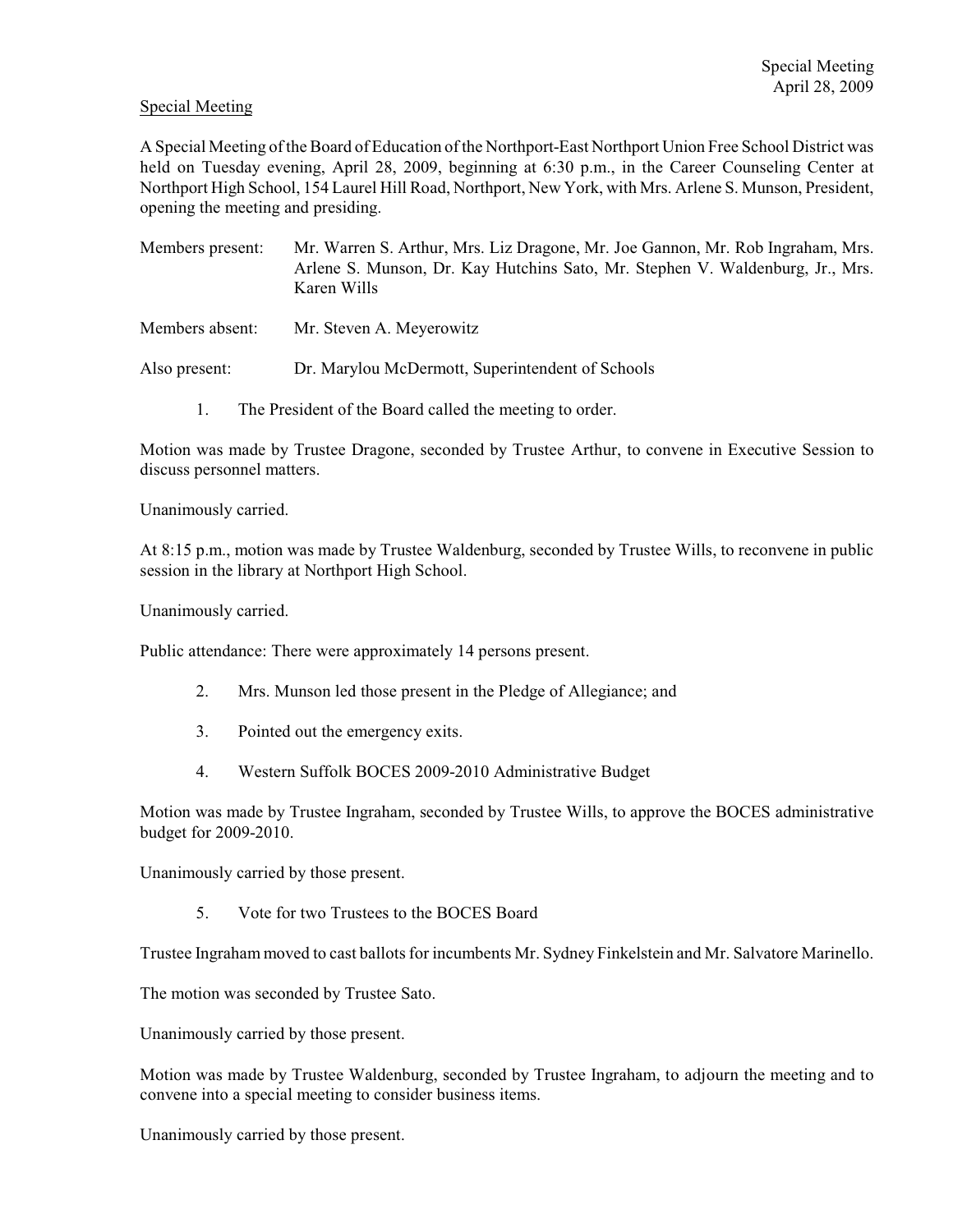Special Meeting

A Special Meeting of the Board of Education of the Northport-East Northport Union Free School District was held on Tuesday evening, April 28, 2009, beginning at 6:30 p.m., in the Career Counseling Center at Northport High School, 154 Laurel Hill Road, Northport, New York, with Mrs. Arlene S. Munson, President, opening the meeting and presiding.

| | |
|---|---|
| Members present: | Mr. Warren S. Arthur, Mrs. Liz Dragone, Mr. Joe Gannon, Mr. Rob Ingraham, Mrs. Arlene S. Munson, Dr. Kay Hutchins Sato, Mr. Stephen V. Waldenburg, Jr., Mrs. Karen Wills |
| Members absent: | Mr. Steven A. Meyerowitz |
| Also present: | Dr. Marylou McDermott, Superintendent of Schools |

1. The President of the Board called the meeting to order.

Motion was made by Trustee Dragone, seconded by Trustee Arthur, to convene in Executive Session to discuss personnel matters.

Unanimously carried.

At 8:15 p.m., motion was made by Trustee Waldenburg, seconded by Trustee Wills, to reconvene in public session in the library at Northport High School.

Unanimously carried.

Public attendance: There were approximately 14 persons present.

2. Mrs. Munson led those present in the Pledge of Allegiance; and
3. Pointed out the emergency exits.
4. Western Suffolk BOCES 2009-2010 Administrative Budget

Motion was made by Trustee Ingraham, seconded by Trustee Wills, to approve the BOCES administrative budget for 2009-2010.

Unanimously carried by those present.

5. Vote for two Trustees to the BOCES Board

Trustee Ingraham moved to cast ballots for incumbents Mr. Sydney Finkelstein and Mr. Salvatore Marinello.

The motion was seconded by Trustee Sato.

Unanimously carried by those present.

Motion was made by Trustee Waldenburg, seconded by Trustee Ingraham, to adjourn the meeting and to convene into a special meeting to consider business items.

Unanimously carried by those present.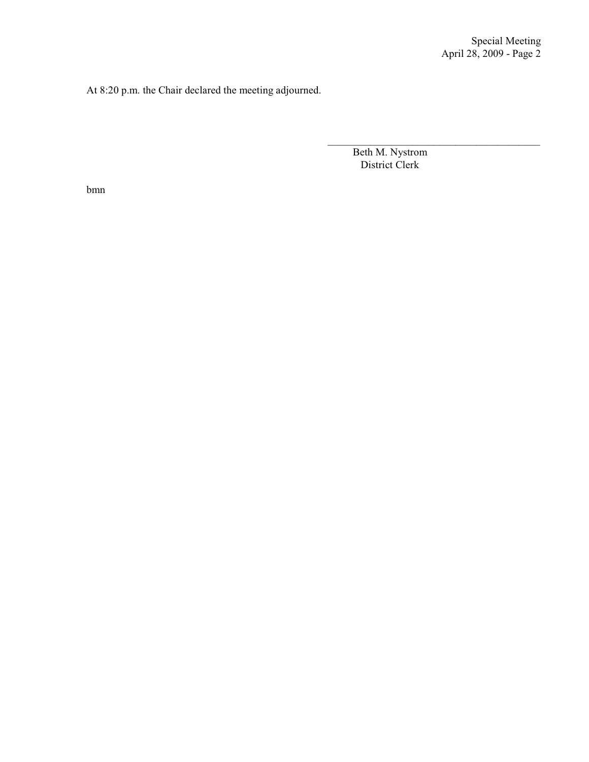At 8:20 p.m. the Chair declared the meeting adjourned.

\_\_\_\_\_\_\_\_\_\_\_\_\_\_\_\_\_\_\_\_\_\_\_\_\_\_\_\_\_\_\_\_\_\_\_\_\_\_\_\_

Beth M. Nystrom
District Clerk

bmn